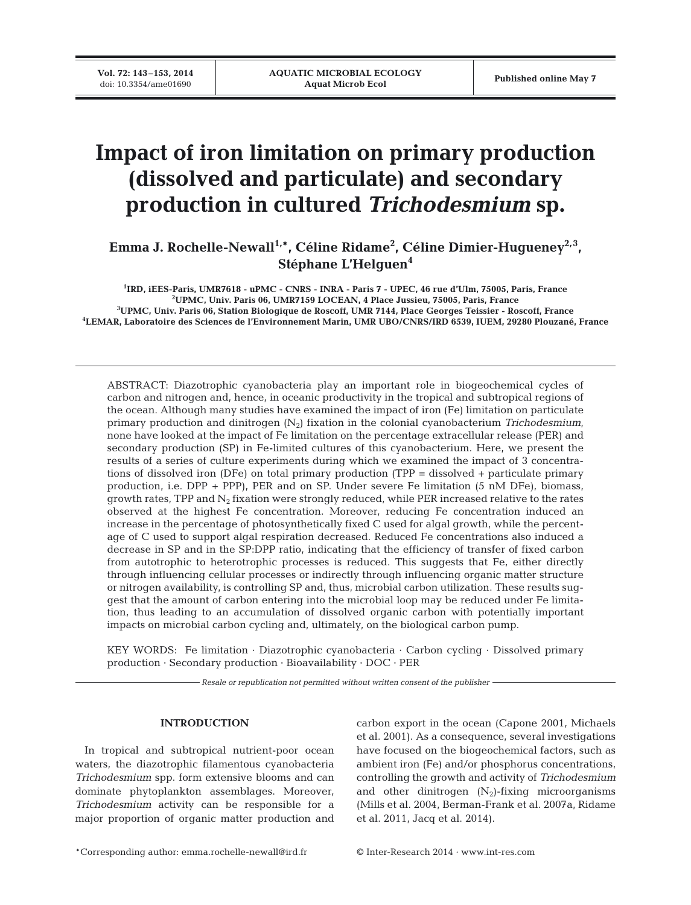# Impact of iron limitation on primary production (dissolved and particulate) and secondary production in cultured *Trichodesmium* sp.

**Emma J. Rochelle-Newall[1,*], Céline Ridame[2], Céline Dimier-Hugueney[2,3], Stéphane L'Helguen[4]**

[1]IRD, iEES-Paris, UMR7618 - uPMC - CNRS - INRA - Paris 7 - UPEC, 46 rue d'Ulm, 75005, Paris, France
[2]UPMC, Univ. Paris 06, UMR7159 LOCEAN, 4 Place Jussieu, 75005, Paris, France
[3]UPMC, Univ. Paris 06, Station Biologique de Roscoff, UMR 7144, Place Georges Teissier - Roscoff, France
[4]LEMAR, Laboratoire des Sciences de l'Environnement Marin, UMR UBO/CNRS/IRD 6539, IUEM, 29280 Plouzané, France

ABSTRACT: Diazotrophic cyanobacteria play an important role in biogeochemical cycles of carbon and nitrogen and, hence, in oceanic productivity in the tropical and subtropical regions of the ocean. Although many studies have examined the impact of iron (Fe) limitation on particulate primary production and dinitrogen ($N_2$) fixation in the colonial cyanobacterium *Trichodesmium*, none have looked at the impact of Fe limitation on the percentage extracellular release (PER) and secondary production (SP) in Fe-limited cultures of this cyanobacterium. Here, we present the results of a series of culture experiments during which we examined the impact of 3 concentrations of dissolved iron (DFe) on total primary production (TPP = dissolved + particulate primary production, i.e. DPP + PPP), PER and on SP. Under severe Fe limitation (5 nM DFe), biomass, growth rates, TPP and $N_2$ fixation were strongly reduced, while PER increased relative to the rates observed at the highest Fe concentration. Moreover, reducing Fe concentration induced an increase in the percentage of photosynthetically fixed C used for algal growth, while the percentage of C used to support algal respiration decreased. Reduced Fe concentrations also induced a decrease in SP and in the SP:DPP ratio, indicating that the efficiency of transfer of fixed carbon from autotrophic to heterotrophic processes is reduced. This suggests that Fe, either directly through influencing cellular processes or indirectly through influencing organic matter structure or nitrogen availability, is controlling SP and, thus, microbial carbon utilization. These results suggest that the amount of carbon entering into the microbial loop may be reduced under Fe limitation, thus leading to an accumulation of dissolved organic carbon with potentially important impacts on microbial carbon cycling and, ultimately, on the biological carbon pump.

KEY WORDS: Fe limitation · Diazotrophic cyanobacteria · Carbon cycling · Dissolved primary production · Secondary production · Bioavailability · DOC · PER

*Resale or republication not permitted without written consent of the publisher*

## INTRODUCTION

In tropical and subtropical nutrient-poor ocean waters, the diazotrophic filamentous cyanobacteria *Trichodesmium* spp. form extensive blooms and can dominate phytoplankton assemblages. Moreover, *Trichodesmium* activity can be responsible for a major proportion of organic matter production and carbon export in the ocean (Capone 2001, Michaels et al. 2001). As a consequence, several investigations have focused on the biogeochemical factors, such as ambient iron (Fe) and/or phosphorus concentrations, controlling the growth and activity of *Trichodesmium* and other dinitrogen ($N_2$)-fixing microorganisms (Mills et al. 2004, Berman-Frank et al. 2007a, Ridame et al. 2011, Jacq et al. 2014).

*Corresponding author: emma.rochelle-newall@ird.fr

© Inter-Research 2014 · www.int-res.com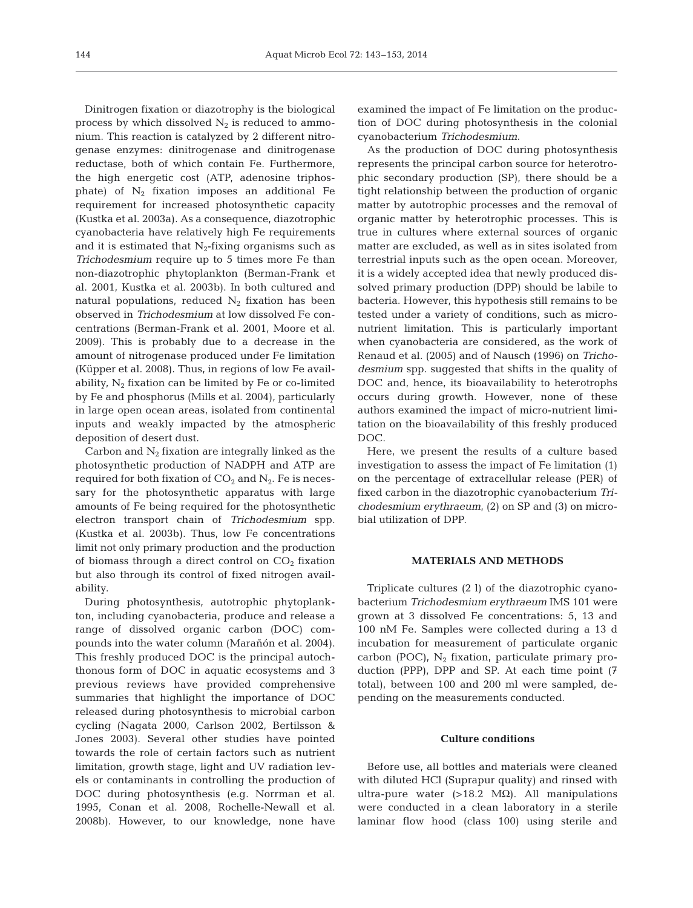Dinitrogen fixation or diazotrophy is the biological process by which dissolved $N_2$ is reduced to ammonium. This reaction is catalyzed by 2 different nitrogenase enzymes: dinitrogenase and dinitrogenase reductase, both of which contain Fe. Furthermore, the high energetic cost (ATP, adenosine triphosphate) of $N_2$ fixation imposes an additional Fe requirement for increased photosynthetic capacity (Kustka et al. 2003a). As a consequence, diazotrophic cyanobacteria have relatively high Fe requirements and it is estimated that $N_2$-fixing organisms such as *Trichodesmium* require up to 5 times more Fe than non-diazotrophic phytoplankton (Berman-Frank et al. 2001, Kustka et al. 2003b). In both cultured and natural populations, reduced $N_2$ fixation has been observed in *Trichodesmium* at low dissolved Fe concentrations (Berman-Frank et al. 2001, Moore et al. 2009). This is probably due to a decrease in the amount of nitrogenase produced under Fe limitation (Küpper et al. 2008). Thus, in regions of low Fe availability, $N_2$ fixation can be limited by Fe or co-limited by Fe and phosphorus (Mills et al. 2004), particularly in large open ocean areas, isolated from continental inputs and weakly impacted by the atmospheric deposition of desert dust.

Carbon and $N_2$ fixation are integrally linked as the photosynthetic production of NADPH and ATP are required for both fixation of $CO_2$ and $N_2$. Fe is necessary for the photosynthetic apparatus with large amounts of Fe being required for the photosynthetic electron transport chain of *Trichodesmium* spp. (Kustka et al. 2003b). Thus, low Fe concentrations limit not only primary production and the production of biomass through a direct control on $CO_2$ fixation but also through its control of fixed nitrogen availability.

During photosynthesis, autotrophic phytoplankton, including cyanobacteria, produce and release a range of dissolved organic carbon (DOC) compounds into the water column (Marañón et al. 2004). This freshly produced DOC is the principal autochthonous form of DOC in aquatic ecosystems and 3 previous reviews have provided comprehensive summaries that highlight the importance of DOC released during photosynthesis to microbial carbon cycling (Nagata 2000, Carlson 2002, Bertilsson & Jones 2003). Several other studies have pointed towards the role of certain factors such as nutrient limitation, growth stage, light and UV radiation levels or contaminants in controlling the production of DOC during photosynthesis (e.g. Norrman et al. 1995, Conan et al. 2008, Rochelle-Newall et al. 2008b). However, to our knowledge, none have examined the impact of Fe limitation on the production of DOC during photosynthesis in the colonial cyanobacterium *Trichodesmium*.

As the production of DOC during photosynthesis represents the principal carbon source for heterotrophic secondary production (SP), there should be a tight relationship between the production of organic matter by autotrophic processes and the removal of organic matter by heterotrophic processes. This is true in cultures where external sources of organic matter are excluded, as well as in sites isolated from terrestrial inputs such as the open ocean. Moreover, it is a widely accepted idea that newly produced dissolved primary production (DPP) should be labile to bacteria. However, this hypothesis still remains to be tested under a variety of conditions, such as micronutrient limitation. This is particularly important when cyanobacteria are considered, as the work of Renaud et al. (2005) and of Nausch (1996) on *Trichodesmium* spp. suggested that shifts in the quality of DOC and, hence, its bioavailability to heterotrophs occurs during growth. However, none of these authors examined the impact of micro-nutrient limitation on the bioavailability of this freshly produced DOC.

Here, we present the results of a culture based investigation to assess the impact of Fe limitation (1) on the percentage of extracellular release (PER) of fixed carbon in the diazotrophic cyanobacterium *Trichodesmium erythraeum*, (2) on SP and (3) on microbial utilization of DPP.

## MATERIALS AND METHODS

Triplicate cultures (2 l) of the diazotrophic cyanobacterium *Trichodesmium erythraeum* IMS 101 were grown at 3 dissolved Fe concentrations: 5, 13 and 100 nM Fe. Samples were collected during a 13 d incubation for measurement of particulate organic carbon (POC), $N_2$ fixation, particulate primary production (PPP), DPP and SP. At each time point (7 total), between 100 and 200 ml were sampled, depending on the measurements conducted.

### Culture conditions

Before use, all bottles and materials were cleaned with diluted HCl (Suprapur quality) and rinsed with ultra-pure water (>18.2 MΩ). All manipulations were conducted in a clean laboratory in a sterile laminar flow hood (class 100) using sterile and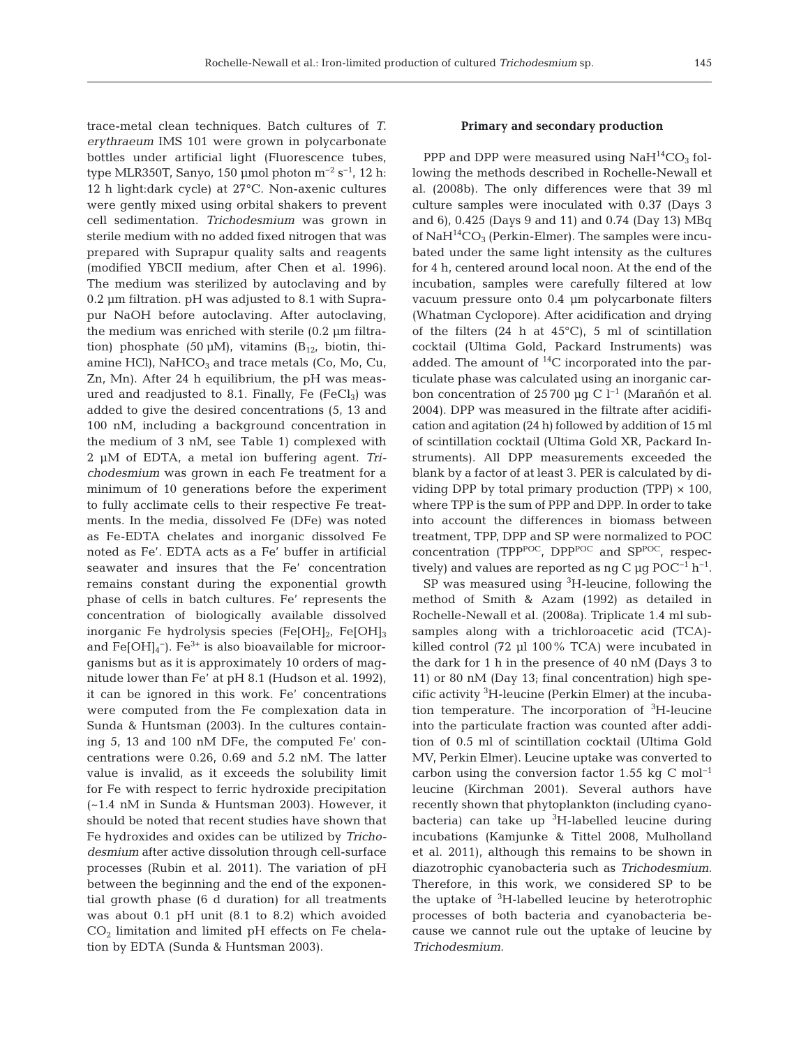trace-metal clean techniques. Batch cultures of *T. erythraeum* IMS 101 were grown in polycarbonate bottles under artificial light (Fluorescence tubes, type MLR350T, Sanyo, 150 µmol photon $m^{-2}$ $s^{-1}$, 12 h: 12 h light:dark cycle) at 27°C. Non-axenic cultures were gently mixed using orbital shakers to prevent cell sedimentation. *Trichodesmium* was grown in sterile medium with no added fixed nitrogen that was prepared with Suprapur quality salts and reagents (modified YBCII medium, after Chen et al. 1996). The medium was sterilized by autoclaving and by 0.2 µm filtration. pH was adjusted to 8.1 with Suprapur NaOH before autoclaving. After autoclaving, the medium was enriched with sterile (0.2 µm filtration) phosphate (50 µM), vitamins ($B_{12}$, biotin, thiamine HCl), $NaHCO_3$ and trace metals (Co, Mo, Cu, Zn, Mn). After 24 h equilibrium, the pH was measured and readjusted to 8.1. Finally, Fe ($FeCl_3$) was added to give the desired concentrations (5, 13 and 100 nM, including a background concentration in the medium of 3 nM, see Table 1) complexed with 2 µM of EDTA, a metal ion buffering agent. *Trichodesmium* was grown in each Fe treatment for a minimum of 10 generations before the experiment to fully acclimate cells to their respective Fe treatments. In the media, dissolved Fe (DFe) was noted as Fe-EDTA chelates and inorganic dissolved Fe noted as Fe′. EDTA acts as a Fe′ buffer in artificial seawater and insures that the Fe′ concentration remains constant during the exponential growth phase of cells in batch cultures. Fe′ represents the concentration of biologically available dissolved inorganic Fe hydrolysis species ($Fe[OH]_2$, $Fe[OH]_3$ and $Fe[OH]_4^-$). $Fe^{3+}$ is also bioavailable for microorganisms but as it is approximately 10 orders of magnitude lower than Fe′ at pH 8.1 (Hudson et al. 1992), it can be ignored in this work. Fe′ concentrations were computed from the Fe complexation data in Sunda & Huntsman (2003). In the cultures containing 5, 13 and 100 nM DFe, the computed Fe′ concentrations were 0.26, 0.69 and 5.2 nM. The latter value is invalid, as it exceeds the solubility limit for Fe with respect to ferric hydroxide precipitation (~1.4 nM in Sunda & Huntsman 2003). However, it should be noted that recent studies have shown that Fe hydroxides and oxides can be utilized by *Trichodesmium* after active dissolution through cell-surface processes (Rubin et al. 2011). The variation of pH between the beginning and the end of the exponential growth phase (6 d duration) for all treatments was about 0.1 pH unit (8.1 to 8.2) which avoided $CO_2$ limitation and limited pH effects on Fe chelation by EDTA (Sunda & Huntsman 2003).

**Primary and secondary production**

PPP and DPP were measured using $NaH^{14}CO_3$ following the methods described in Rochelle-Newall et al. (2008b). The only differences were that 39 ml culture samples were inoculated with 0.37 (Days 3 and 6), 0.425 (Days 9 and 11) and 0.74 (Day 13) MBq of $NaH^{14}CO_3$ (Perkin-Elmer). The samples were incubated under the same light intensity as the cultures for 4 h, centered around local noon. At the end of the incubation, samples were carefully filtered at low vacuum pressure onto 0.4 µm polycarbonate filters (Whatman Cyclopore). After acidification and drying of the filters (24 h at 45°C), 5 ml of scintillation cocktail (Ultima Gold, Packard Instruments) was added. The amount of $^{14}C$ incorporated into the particulate phase was calculated using an inorganic carbon concentration of 25 700 µg C $l^{-1}$ (Marañón et al. 2004). DPP was measured in the filtrate after acidification and agitation (24 h) followed by addition of 15 ml of scintillation cocktail (Ultima Gold XR, Packard Instruments). All DPP measurements exceeded the blank by a factor of at least 3. PER is calculated by dividing DPP by total primary production (TPP) × 100, where TPP is the sum of PPP and DPP. In order to take into account the differences in biomass between treatment, TPP, DPP and SP were normalized to POC concentration ($TPP^{POC}$, $DPP^{POC}$ and $SP^{POC}$, respectively) and values are reported as ng C µg $POC^{-1}$ $h^{-1}$.

SP was measured using $^3$H-leucine, following the method of Smith & Azam (1992) as detailed in Rochelle-Newall et al. (2008a). Triplicate 1.4 ml subsamples along with a trichloroacetic acid (TCA)-killed control (72 µl 100% TCA) were incubated in the dark for 1 h in the presence of 40 nM (Days 3 to 11) or 80 nM (Day 13; final concentration) high specific activity $^3$H-leucine (Perkin Elmer) at the incubation temperature. The incorporation of $^3$H-leucine into the particulate fraction was counted after addition of 0.5 ml of scintillation cocktail (Ultima Gold MV, Perkin Elmer). Leucine uptake was converted to carbon using the conversion factor 1.55 kg C $mol^{-1}$ leucine (Kirchman 2001). Several authors have recently shown that phytoplankton (including cyanobacteria) can take up $^3$H-labelled leucine during incubations (Kamjunke & Tittel 2008, Mulholland et al. 2011), although this remains to be shown in diazotrophic cyanobacteria such as *Trichodesmium*. Therefore, in this work, we considered SP to be the uptake of $^3$H-labelled leucine by heterotrophic processes of both bacteria and cyanobacteria because we cannot rule out the uptake of leucine by *Trichodesmium*.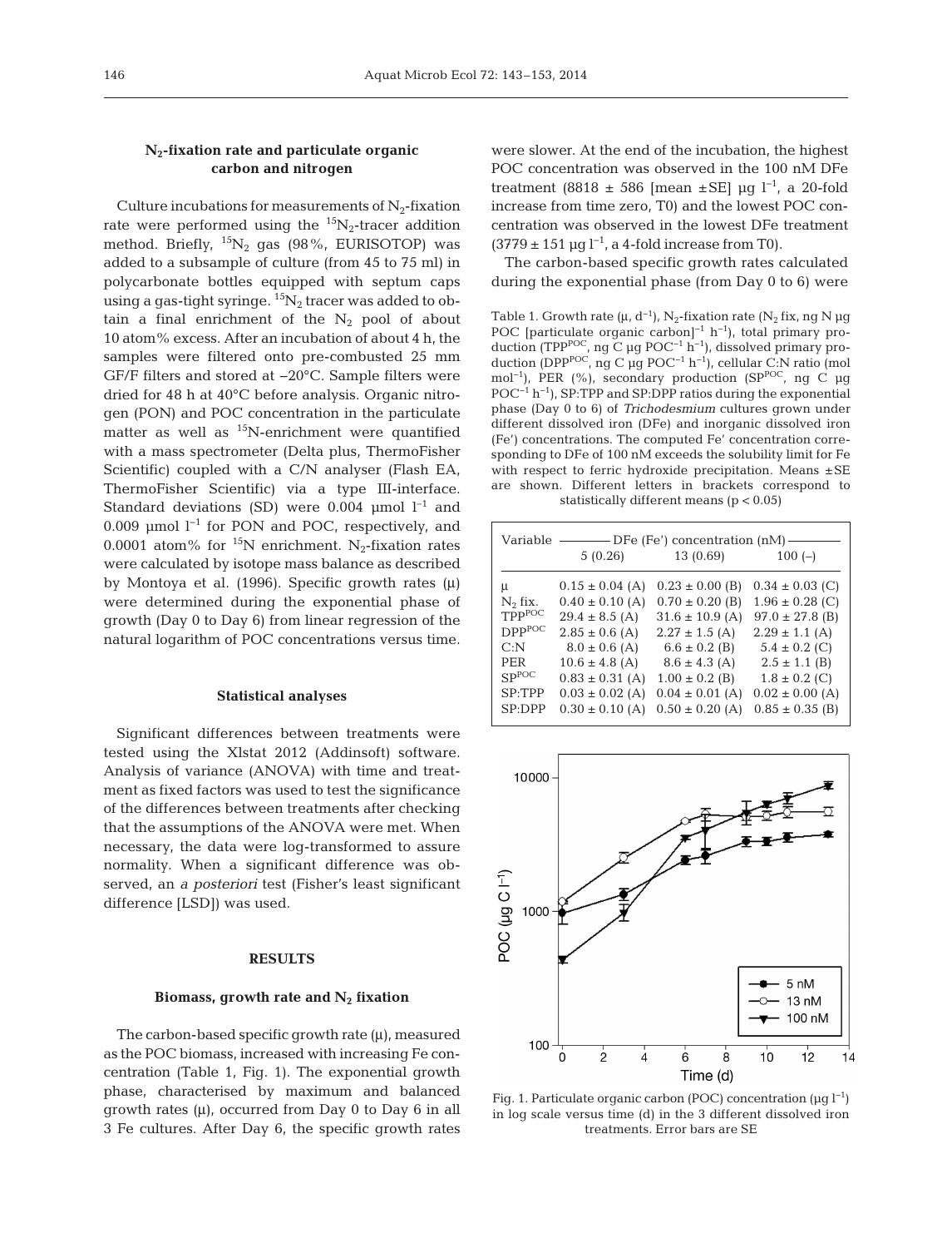### $N_2$-fixation rate and particulate organic carbon and nitrogen

Culture incubations for measurements of $N_2$-fixation rate were performed using the $^{15}N_2$-tracer addition method. Briefly, $^{15}N_2$ gas (98%, EURISOTOP) was added to a subsample of culture (from 45 to 75 ml) in polycarbonate bottles equipped with septum caps using a gas-tight syringe. $^{15}N_2$ tracer was added to obtain a final enrichment of the $N_2$ pool of about 10 atom% excess. After an incubation of about 4 h, the samples were filtered onto pre-combusted 25 mm GF/F filters and stored at −20°C. Sample filters were dried for 48 h at 40°C before analysis. Organic nitrogen (PON) and POC concentration in the particulate matter as well as $^{15}N$-enrichment were quantified with a mass spectrometer (Delta plus, ThermoFisher Scientific) coupled with a C/N analyser (Flash EA, ThermoFisher Scientific) via a type III-interface. Standard deviations (SD) were 0.004 µmol $l^{-1}$ and 0.009 µmol $l^{-1}$ for PON and POC, respectively, and 0.0001 atom% for $^{15}N$ enrichment. $N_2$-fixation rates were calculated by isotope mass balance as described by Montoya et al. (1996). Specific growth rates (µ) were determined during the exponential phase of growth (Day 0 to Day 6) from linear regression of the natural logarithm of POC concentrations versus time.

### Statistical analyses

Significant differences between treatments were tested using the Xlstat 2012 (Addinsoft) software. Analysis of variance (ANOVA) with time and treatment as fixed factors was used to test the significance of the differences between treatments after checking that the assumptions of the ANOVA were met. When necessary, the data were log-transformed to assure normality. When a significant difference was observed, an *a posteriori* test (Fisher's least significant difference [LSD]) was used.

## RESULTS

### Biomass, growth rate and $N_2$ fixation

The carbon-based specific growth rate (µ), measured as the POC biomass, increased with increasing Fe concentration (Table 1, Fig. 1). The exponential growth phase, characterised by maximum and balanced growth rates (µ), occurred from Day 0 to Day 6 in all 3 Fe cultures. After Day 6, the specific growth rates were slower. At the end of the incubation, the highest POC concentration was observed in the 100 nM DFe treatment (8818 ± 586 [mean ±SE] µg $l^{-1}$, a 20-fold increase from time zero, T0) and the lowest POC concentration was observed in the lowest DFe treatment (3779 ± 151 µg $l^{-1}$, a 4-fold increase from T0).

The carbon-based specific growth rates calculated during the exponential phase (from Day 0 to 6) were

Table 1. Growth rate (µ, $d^{-1}$), $N_2$-fixation rate ($N_2$ fix, ng N µg POC [particulate organic carbon]$^{-1}$ $h^{-1}$), total primary production ($TPP^{POC}$, ng C µg $POC^{-1}$ $h^{-1}$), dissolved primary production ($DPP^{POC}$, ng C µg $POC^{-1}$ $h^{-1}$), cellular C:N ratio (mol $mol^{-1}$), PER (%), secondary production ($SP^{POC}$, ng C µg $POC^{-1}$ $h^{-1}$), SP:TPP and SP:DPP ratios during the exponential phase (Day 0 to 6) of *Trichodesmium* cultures grown under different dissolved iron (DFe) and inorganic dissolved iron (Fe') concentrations. The computed Fe' concentration corresponding to DFe of 100 nM exceeds the solubility limit for Fe with respect to ferric hydroxide precipitation. Means ±SE are shown. Different letters in brackets correspond to statistically different means ($p < 0.05$)

| Variable | DFe (Fe') concentration (nM) | | |
|---|---|---|---|
| | 5 (0.26) | 13 (0.69) | 100 (–) |
| µ | 0.15 ± 0.04 (A) | 0.23 ± 0.00 (B) | 0.34 ± 0.03 (C) |
| $N_2$ fix. | 0.40 ± 0.10 (A) | 0.70 ± 0.20 (B) | 1.96 ± 0.28 (C) |
| $TPP^{POC}$ | 29.4 ± 8.5 (A) | 31.6 ± 10.9 (A) | 97.0 ± 27.8 (B) |
| $DPP^{POC}$ | 2.85 ± 0.6 (A) | 2.27 ± 1.5 (A) | 2.29 ± 1.1 (A) |
| C:N | 8.0 ± 0.6 (A) | 6.6 ± 0.2 (B) | 5.4 ± 0.2 (C) |
| PER | 10.6 ± 4.8 (A) | 8.6 ± 4.3 (A) | 2.5 ± 1.1 (B) |
| $SP^{POC}$ | 0.83 ± 0.31 (A) | 1.00 ± 0.2 (B) | 1.8 ± 0.2 (C) |
| SP:TPP | 0.03 ± 0.02 (A) | 0.04 ± 0.01 (A) | 0.02 ± 0.00 (A) |
| SP:DPP | 0.30 ± 0.10 (A) | 0.50 ± 0.20 (A) | 0.85 ± 0.35 (B) |

Fig. 1. Particulate organic carbon (POC) concentration (µg $l^{-1}$) in log scale versus time (d) in the 3 different dissolved iron treatments. Error bars are SE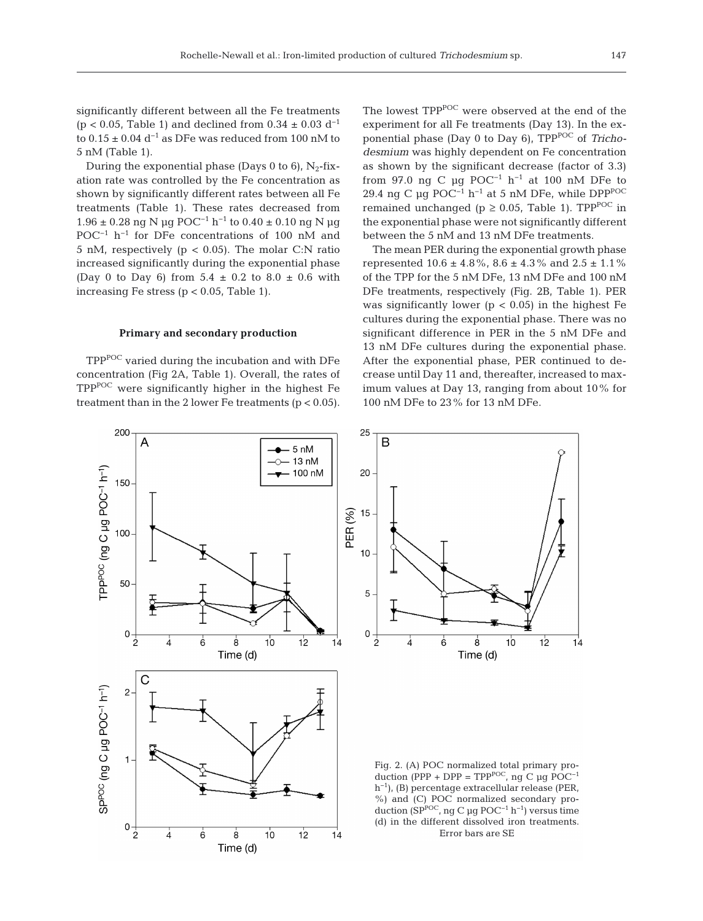significantly different between all the Fe treatments ($p < 0.05$, Table 1) and declined from $0.34 \pm 0.03$ $d^{-1}$ to $0.15 \pm 0.04$ $d^{-1}$ as DFe was reduced from 100 nM to 5 nM (Table 1).

During the exponential phase (Days 0 to 6), $N_2$-fixation rate was controlled by the Fe concentration as shown by significantly different rates between all Fe treatments (Table 1). These rates decreased from $1.96 \pm 0.28$ ng N µg $POC^{-1}$ $h^{-1}$ to $0.40 \pm 0.10$ ng N µg $POC^{-1}$ $h^{-1}$ for DFe concentrations of 100 nM and 5 nM, respectively ($p < 0.05$). The molar C:N ratio increased significantly during the exponential phase (Day 0 to Day 6) from $5.4 \pm 0.2$ to $8.0 \pm 0.6$ with increasing Fe stress ($p < 0.05$, Table 1).

### Primary and secondary production

$TPP^{POC}$ varied during the incubation and with DFe concentration (Fig 2A, Table 1). Overall, the rates of $TPP^{POC}$ were significantly higher in the highest Fe treatment than in the 2 lower Fe treatments ($p < 0.05$). The lowest $TPP^{POC}$ were observed at the end of the experiment for all Fe treatments (Day 13). In the exponential phase (Day 0 to Day 6), $TPP^{POC}$ of *Trichodesmium* was highly dependent on Fe concentration as shown by the significant decrease (factor of 3.3) from 97.0 ng C µg $POC^{-1}$ $h^{-1}$ at 100 nM DFe to 29.4 ng C µg $POC^{-1}$ $h^{-1}$ at 5 nM DFe, while $DPP^{POC}$ remained unchanged ($p \geq 0.05$, Table 1). $TPP^{POC}$ in the exponential phase were not significantly different between the 5 nM and 13 nM DFe treatments.

The mean PER during the exponential growth phase represented $10.6 \pm 4.8$%, $8.6 \pm 4.3$% and $2.5 \pm 1.1$% of the TPP for the 5 nM DFe, 13 nM DFe and 100 nM DFe treatments, respectively (Fig. 2B, Table 1). PER was significantly lower ($p < 0.05$) in the highest Fe cultures during the exponential phase. There was no significant difference in PER in the 5 nM DFe and 13 nM DFe cultures during the exponential phase. After the exponential phase, PER continued to decrease until Day 11 and, thereafter, increased to maximum values at Day 13, ranging from about 10% for 100 nM DFe to 23% for 13 nM DFe.

Fig. 2. (A) POC normalized total primary production (PPP + DPP = $TPP^{POC}$, ng C µg $POC^{-1}$ $h^{-1}$), (B) percentage extracellular release (PER, %) and (C) POC normalized secondary production ($SP^{POC}$, ng C µg $POC^{-1}$ $h^{-1}$) versus time (d) in the different dissolved iron treatments. Error bars are SE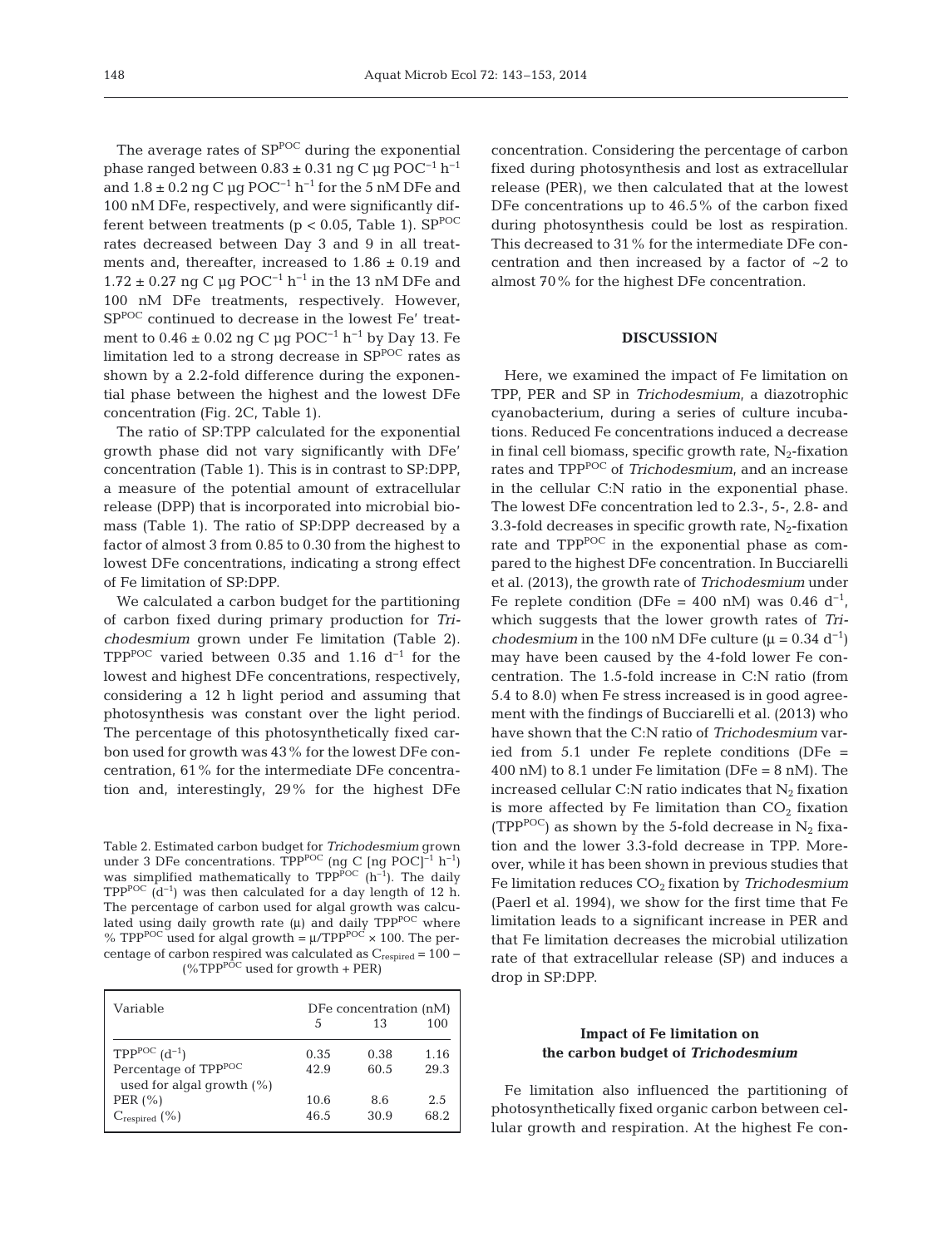The average rates of $SP^{POC}$ during the exponential phase ranged between $0.83 \pm 0.31$ ng C µg $POC^{-1}$ $h^{-1}$ and $1.8 \pm 0.2$ ng C µg $POC^{-1}$ $h^{-1}$ for the 5 nM DFe and 100 nM DFe, respectively, and were significantly different between treatments ($p < 0.05$, Table 1). $SP^{POC}$ rates decreased between Day 3 and 9 in all treatments and, thereafter, increased to $1.86 \pm 0.19$ and $1.72 \pm 0.27$ ng C µg $POC^{-1}$ $h^{-1}$ in the 13 nM DFe and 100 nM DFe treatments, respectively. However, $SP^{POC}$ continued to decrease in the lowest Fe' treatment to $0.46 \pm 0.02$ ng C µg $POC^{-1}$ $h^{-1}$ by Day 13. Fe limitation led to a strong decrease in $SP^{POC}$ rates as shown by a 2.2-fold difference during the exponential phase between the highest and the lowest DFe concentration (Fig. 2C, Table 1).

The ratio of SP:TPP calculated for the exponential growth phase did not vary significantly with DFe' concentration (Table 1). This is in contrast to SP:DPP, a measure of the potential amount of extracellular release (DPP) that is incorporated into microbial biomass (Table 1). The ratio of SP:DPP decreased by a factor of almost 3 from 0.85 to 0.30 from the highest to lowest DFe concentrations, indicating a strong effect of Fe limitation of SP:DPP.

We calculated a carbon budget for the partitioning of carbon fixed during primary production for *Trichodesmium* grown under Fe limitation (Table 2). $TPP^{POC}$ varied between 0.35 and 1.16 $d^{-1}$ for the lowest and highest DFe concentrations, respectively, considering a 12 h light period and assuming that photosynthesis was constant over the light period. The percentage of this photosynthetically fixed carbon used for growth was 43% for the lowest DFe concentration, 61% for the intermediate DFe concentration and, interestingly, 29% for the highest DFe concentration. Considering the percentage of carbon fixed during photosynthesis and lost as extracellular release (PER), we then calculated that at the lowest DFe concentrations up to 46.5% of the carbon fixed during photosynthesis could be lost as respiration. This decreased to 31% for the intermediate DFe concentration and then increased by a factor of ~2 to almost 70% for the highest DFe concentration.

Table 2. Estimated carbon budget for *Trichodesmium* grown under 3 DFe concentrations. $TPP^{POC}$ (ng C [ng POC]$^{-1}$ $h^{-1}$) was simplified mathematically to $TPP^{POC}$ ($h^{-1}$). The daily $TPP^{POC}$ ($d^{-1}$) was then calculated for a day length of 12 h. The percentage of carbon used for algal growth was calculated using daily growth rate (µ) and daily $TPP^{POC}$ where % $TPP^{POC}$ used for algal growth = µ/$TPP^{POC}$ × 100. The percentage of carbon respired was calculated as $C_{respired}$ = 100 − (%$TPP^{POC}$ used for growth + PER)

| Variable | DFe concentration (nM) | | |
|---|---|---|---|
| | 5 | 13 | 100 |
| $TPP^{POC}$ ($d^{-1}$) | 0.35 | 0.38 | 1.16 |
| Percentage of $TPP^{POC}$ used for algal growth (%) | 42.9 | 60.5 | 29.3 |
| PER (%) | 10.6 | 8.6 | 2.5 |
| $C_{respired}$ (%) | 46.5 | 30.9 | 68.2 |

## DISCUSSION

Here, we examined the impact of Fe limitation on TPP, PER and SP in *Trichodesmium*, a diazotrophic cyanobacterium, during a series of culture incubations. Reduced Fe concentrations induced a decrease in final cell biomass, specific growth rate, $N_2$-fixation rates and $TPP^{POC}$ of *Trichodesmium*, and an increase in the cellular C:N ratio in the exponential phase. The lowest DFe concentration led to 2.3-, 5-, 2.8- and 3.3-fold decreases in specific growth rate, $N_2$-fixation rate and $TPP^{POC}$ in the exponential phase as compared to the highest DFe concentration. In Bucciarelli et al. (2013), the growth rate of *Trichodesmium* under Fe replete condition (DFe = 400 nM) was 0.46 $d^{-1}$, which suggests that the lower growth rates of *Trichodesmium* in the 100 nM DFe culture ($\mu = 0.34$ $d^{-1}$) may have been caused by the 4-fold lower Fe concentration. The 1.5-fold increase in C:N ratio (from 5.4 to 8.0) when Fe stress increased is in good agreement with the findings of Bucciarelli et al. (2013) who have shown that the C:N ratio of *Trichodesmium* varied from 5.1 under Fe replete conditions (DFe = 400 nM) to 8.1 under Fe limitation (DFe = 8 nM). The increased cellular C:N ratio indicates that $N_2$ fixation is more affected by Fe limitation than $CO_2$ fixation ($TPP^{POC}$) as shown by the 5-fold decrease in $N_2$ fixation and the lower 3.3-fold decrease in TPP. Moreover, while it has been shown in previous studies that Fe limitation reduces $CO_2$ fixation by *Trichodesmium* (Paerl et al. 1994), we show for the first time that Fe limitation leads to a significant increase in PER and that Fe limitation decreases the microbial utilization rate of that extracellular release (SP) and induces a drop in SP:DPP.

### Impact of Fe limitation on the carbon budget of *Trichodesmium*

Fe limitation also influenced the partitioning of photosynthetically fixed organic carbon between cellular growth and respiration. At the highest Fe con-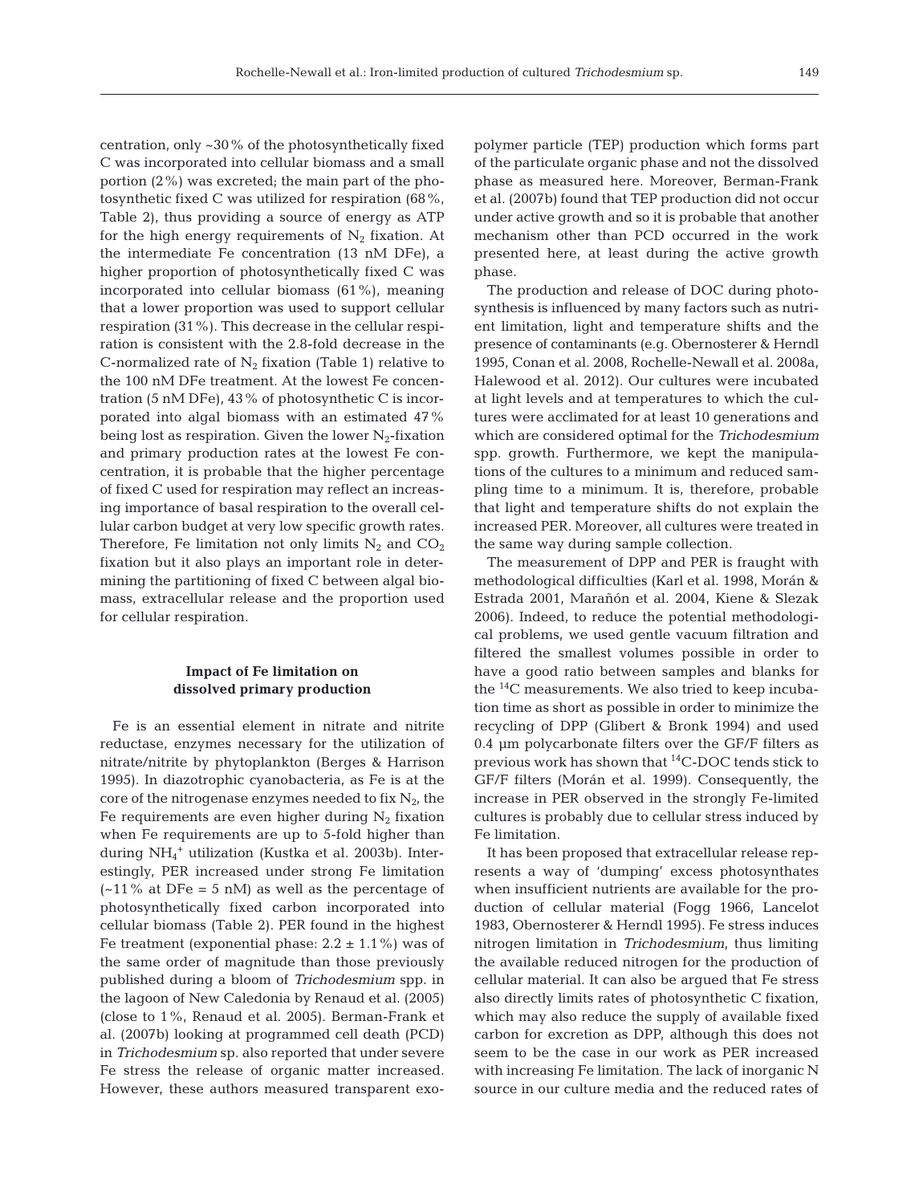centration, only ~30 % of the photosynthetically fixed C was incorporated into cellular biomass and a small portion (2 %) was excreted; the main part of the photosynthetic fixed C was utilized for respiration (68 %, Table 2), thus providing a source of energy as ATP for the high energy requirements of $N_2$ fixation. At the intermediate Fe concentration (13 nM DFe), a higher proportion of photosynthetically fixed C was incorporated into cellular biomass (61 %), meaning that a lower proportion was used to support cellular respiration (31 %). This decrease in the cellular respiration is consistent with the 2.8-fold decrease in the C-normalized rate of $N_2$ fixation (Table 1) relative to the 100 nM DFe treatment. At the lowest Fe concentration (5 nM DFe), 43 % of photosynthetic C is incorporated into algal biomass with an estimated 47 % being lost as respiration. Given the lower $N_2$-fixation and primary production rates at the lowest Fe concentration, it is probable that the higher percentage of fixed C used for respiration may reflect an increasing importance of basal respiration to the overall cellular carbon budget at very low specific growth rates. Therefore, Fe limitation not only limits $N_2$ and $CO_2$ fixation but it also plays an important role in determining the partitioning of fixed C between algal biomass, extracellular release and the proportion used for cellular respiration.

## Impact of Fe limitation on dissolved primary production

Fe is an essential element in nitrate and nitrite reductase, enzymes necessary for the utilization of nitrate/nitrite by phytoplankton (Berges & Harrison 1995). In diazotrophic cyanobacteria, as Fe is at the core of the nitrogenase enzymes needed to fix $N_2$, the Fe requirements are even higher during $N_2$ fixation when Fe requirements are up to 5-fold higher than during $NH_4^+$ utilization (Kustka et al. 2003b). Interestingly, PER increased under strong Fe limitation (~11 % at DFe = 5 nM) as well as the percentage of photosynthetically fixed carbon incorporated into cellular biomass (Table 2). PER found in the highest Fe treatment (exponential phase: 2.2 ± 1.1 %) was of the same order of magnitude than those previously published during a bloom of *Trichodesmium* spp. in the lagoon of New Caledonia by Renaud et al. (2005) (close to 1 %, Renaud et al. 2005). Berman-Frank et al. (2007b) looking at programmed cell death (PCD) in *Trichodesmium* sp. also reported that under severe Fe stress the release of organic matter increased. However, these authors measured transparent exopolymer particle (TEP) production which forms part of the particulate organic phase and not the dissolved phase as measured here. Moreover, Berman-Frank et al. (2007b) found that TEP production did not occur under active growth and so it is probable that another mechanism other than PCD occurred in the work presented here, at least during the active growth phase.

The production and release of DOC during photosynthesis is influenced by many factors such as nutrient limitation, light and temperature shifts and the presence of contaminants (e.g. Obernosterer & Herndl 1995, Conan et al. 2008, Rochelle-Newall et al. 2008a, Halewood et al. 2012). Our cultures were incubated at light levels and at temperatures to which the cultures were acclimated for at least 10 generations and which are considered optimal for the *Trichodesmium* spp. growth. Furthermore, we kept the manipulations of the cultures to a minimum and reduced sampling time to a minimum. It is, therefore, probable that light and temperature shifts do not explain the increased PER. Moreover, all cultures were treated in the same way during sample collection.

The measurement of DPP and PER is fraught with methodological difficulties (Karl et al. 1998, Morán & Estrada 2001, Marañón et al. 2004, Kiene & Slezak 2006). Indeed, to reduce the potential methodological problems, we used gentle vacuum filtration and filtered the smallest volumes possible in order to have a good ratio between samples and blanks for the $^{14}C$ measurements. We also tried to keep incubation time as short as possible in order to minimize the recycling of DPP (Glibert & Bronk 1994) and used 0.4 µm polycarbonate filters over the GF/F filters as previous work has shown that $^{14}C$-DOC tends stick to GF/F filters (Morán et al. 1999). Consequently, the increase in PER observed in the strongly Fe-limited cultures is probably due to cellular stress induced by Fe limitation.

It has been proposed that extracellular release represents a way of 'dumping' excess photosynthates when insufficient nutrients are available for the production of cellular material (Fogg 1966, Lancelot 1983, Obernosterer & Herndl 1995). Fe stress induces nitrogen limitation in *Trichodesmium*, thus limiting the available reduced nitrogen for the production of cellular material. It can also be argued that Fe stress also directly limits rates of photosynthetic C fixation, which may also reduce the supply of available fixed carbon for excretion as DPP, although this does not seem to be the case in our work as PER increased with increasing Fe limitation. The lack of inorganic N source in our culture media and the reduced rates of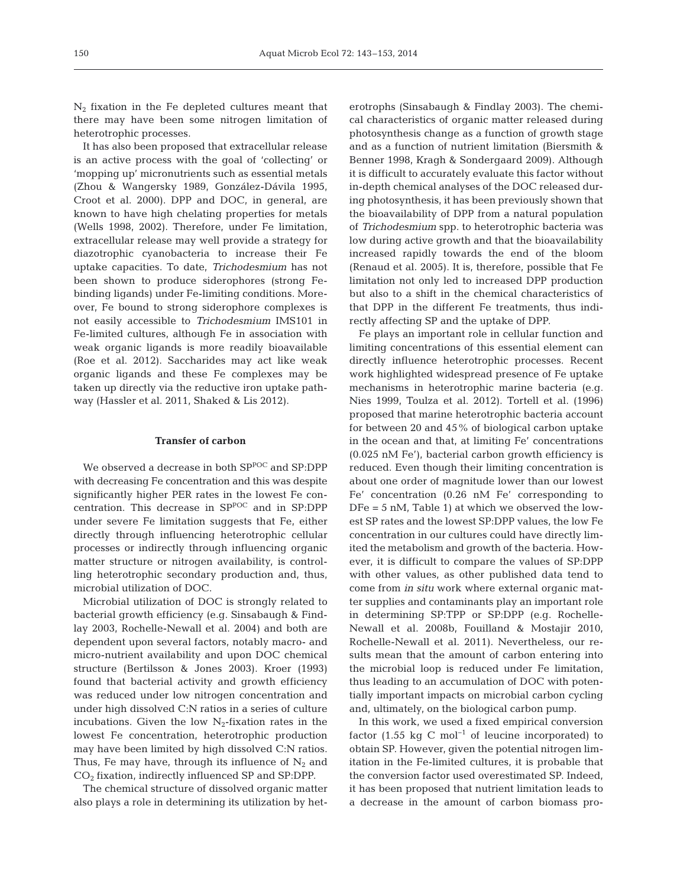$N_2$ fixation in the Fe depleted cultures meant that there may have been some nitrogen limitation of heterotrophic processes.

It has also been proposed that extracellular release is an active process with the goal of 'collecting' or 'mopping up' micronutrients such as essential metals (Zhou & Wangersky 1989, González-Dávila 1995, Croot et al. 2000). DPP and DOC, in general, are known to have high chelating properties for metals (Wells 1998, 2002). Therefore, under Fe limitation, extracellular release may well provide a strategy for diazotrophic cyanobacteria to increase their Fe uptake capacities. To date, *Trichodesmium* has not been shown to produce siderophores (strong Fe-binding ligands) under Fe-limiting conditions. Moreover, Fe bound to strong siderophore complexes is not easily accessible to *Trichodesmium* IMS101 in Fe-limited cultures, although Fe in association with weak organic ligands is more readily bioavailable (Roe et al. 2012). Saccharides may act like weak organic ligands and these Fe complexes may be taken up directly via the reductive iron uptake pathway (Hassler et al. 2011, Shaked & Lis 2012).

### Transfer of carbon

We observed a decrease in both $SP^{POC}$ and SP:DPP with decreasing Fe concentration and this was despite significantly higher PER rates in the lowest Fe concentration. This decrease in $SP^{POC}$ and in SP:DPP under severe Fe limitation suggests that Fe, either directly through influencing heterotrophic cellular processes or indirectly through influencing organic matter structure or nitrogen availability, is controlling heterotrophic secondary production and, thus, microbial utilization of DOC.

Microbial utilization of DOC is strongly related to bacterial growth efficiency (e.g. Sinsabaugh & Findlay 2003, Rochelle-Newall et al. 2004) and both are dependent upon several factors, notably macro- and micro-nutrient availability and upon DOC chemical structure (Bertilsson & Jones 2003). Kroer (1993) found that bacterial activity and growth efficiency was reduced under low nitrogen concentration and under high dissolved C:N ratios in a series of culture incubations. Given the low $N_2$-fixation rates in the lowest Fe concentration, heterotrophic production may have been limited by high dissolved C:N ratios. Thus, Fe may have, through its influence of $N_2$ and $CO_2$ fixation, indirectly influenced SP and SP:DPP.

The chemical structure of dissolved organic matter also plays a role in determining its utilization by heterotrophs (Sinsabaugh & Findlay 2003). The chemical characteristics of organic matter released during photosynthesis change as a function of growth stage and as a function of nutrient limitation (Biersmith & Benner 1998, Kragh & Sondergaard 2009). Although it is difficult to accurately evaluate this factor without in-depth chemical analyses of the DOC released during photosynthesis, it has been previously shown that the bioavailability of DPP from a natural population of *Trichodesmium* spp. to heterotrophic bacteria was low during active growth and that the bioavailability increased rapidly towards the end of the bloom (Renaud et al. 2005). It is, therefore, possible that Fe limitation not only led to increased DPP production but also to a shift in the chemical characteristics of that DPP in the different Fe treatments, thus indirectly affecting SP and the uptake of DPP.

Fe plays an important role in cellular function and limiting concentrations of this essential element can directly influence heterotrophic processes. Recent work highlighted widespread presence of Fe uptake mechanisms in heterotrophic marine bacteria (e.g. Nies 1999, Toulza et al. 2012). Tortell et al. (1996) proposed that marine heterotrophic bacteria account for between 20 and 45% of biological carbon uptake in the ocean and that, at limiting Fe′ concentrations (0.025 nM Fe′), bacterial carbon growth efficiency is reduced. Even though their limiting concentration is about one order of magnitude lower than our lowest Fe′ concentration (0.26 nM Fe′ corresponding to DFe = 5 nM, Table 1) at which we observed the lowest SP rates and the lowest SP:DPP values, the low Fe concentration in our cultures could have directly limited the metabolism and growth of the bacteria. However, it is difficult to compare the values of SP:DPP with other values, as other published data tend to come from *in situ* work where external organic matter supplies and contaminants play an important role in determining SP:TPP or SP:DPP (e.g. Rochelle-Newall et al. 2008b, Fouilland & Mostajir 2010, Rochelle-Newall et al. 2011). Nevertheless, our results mean that the amount of carbon entering into the microbial loop is reduced under Fe limitation, thus leading to an accumulation of DOC with potentially important impacts on microbial carbon cycling and, ultimately, on the biological carbon pump.

In this work, we used a fixed empirical conversion factor (1.55 kg C $mol^{-1}$ of leucine incorporated) to obtain SP. However, given the potential nitrogen limitation in the Fe-limited cultures, it is probable that the conversion factor used overestimated SP. Indeed, it has been proposed that nutrient limitation leads to a decrease in the amount of carbon biomass pro-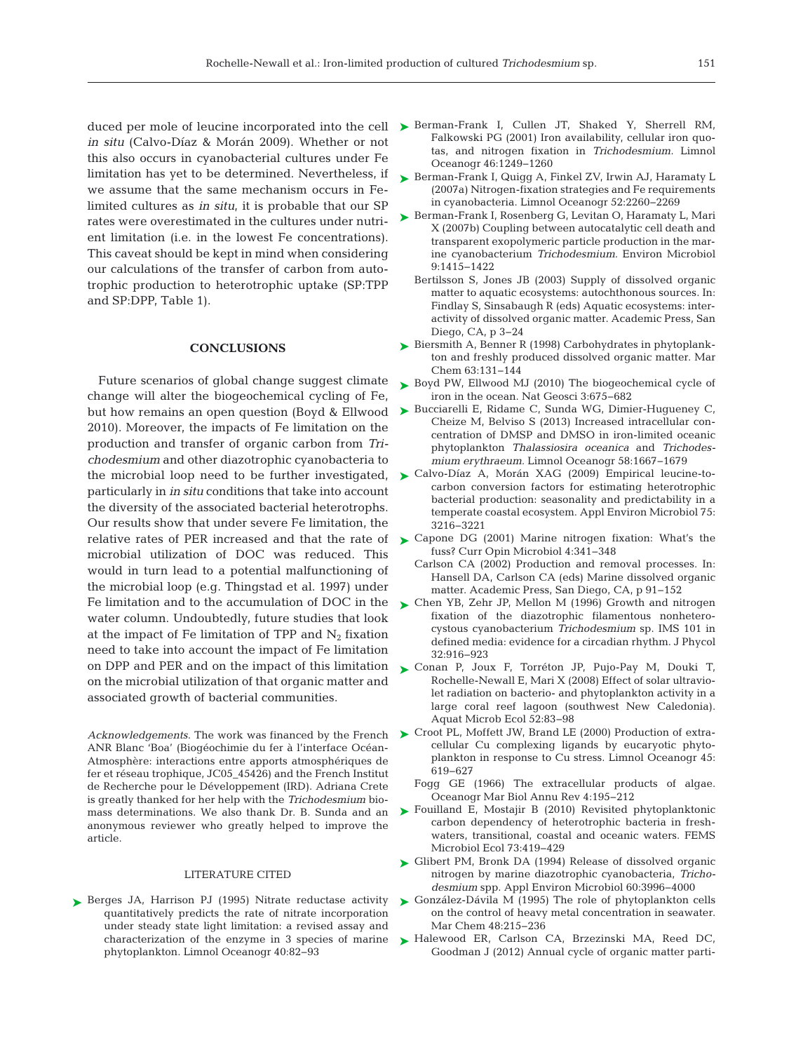duced per mole of leucine incorporated into the cell *in situ* (Calvo-Díaz & Morán 2009). Whether or not this also occurs in cyanobacterial cultures under Fe limitation has yet to be determined. Nevertheless, if we assume that the same mechanism occurs in Fe-limited cultures as *in situ*, it is probable that our SP rates were overestimated in the cultures under nutrient limitation (i.e. in the lowest Fe concentrations). This caveat should be kept in mind when considering our calculations of the transfer of carbon from autotrophic production to heterotrophic uptake (SP:TPP and SP:DPP, Table 1).

## CONCLUSIONS

Future scenarios of global change suggest climate change will alter the biogeochemical cycling of Fe, but how remains an open question (Boyd & Ellwood 2010). Moreover, the impacts of Fe limitation on the production and transfer of organic carbon from *Trichodesmium* and other diazotrophic cyanobacteria to the microbial loop need to be further investigated, particularly in *in situ* conditions that take into account the diversity of the associated bacterial heterotrophs. Our results show that under severe Fe limitation, the relative rates of PER increased and that the rate of microbial utilization of DOC was reduced. This would in turn lead to a potential malfunctioning of the microbial loop (e.g. Thingstad et al. 1997) under Fe limitation and to the accumulation of DOC in the water column. Undoubtedly, future studies that look at the impact of Fe limitation of TPP and $N_2$ fixation need to take into account the impact of Fe limitation on DPP and PER and on the impact of this limitation on the microbial utilization of that organic matter and associated growth of bacterial communities.

*Acknowledgements.* The work was financed by the French ANR Blanc 'Boa' (Biogéochimie du fer à l'interface Océan-Atmosphère: interactions entre apports atmosphériques de fer et réseau trophique, JC05_45426) and the French Institut de Recherche pour le Développement (IRD). Adriana Crete is greatly thanked for her help with the *Trichodesmium* biomass determinations. We also thank Dr. B. Sunda and an anonymous reviewer who greatly helped to improve the article.

## LITERATURE CITED

- Berges JA, Harrison PJ (1995) Nitrate reductase activity quantitatively predicts the rate of nitrate incorporation under steady state light limitation: a revised assay and characterization of the enzyme in 3 species of marine phytoplankton. Limnol Oceanogr 40:82–93
- Berman-Frank I, Cullen JT, Shaked Y, Sherrell RM, Falkowski PG (2001) Iron availability, cellular iron quotas, and nitrogen fixation in *Trichodesmium.* Limnol Oceanogr 46:1249–1260
- Berman-Frank I, Quigg A, Finkel ZV, Irwin AJ, Haramaty L (2007a) Nitrogen-fixation strategies and Fe requirements in cyanobacteria. Limnol Oceanogr 52:2260–2269
- Berman-Frank I, Rosenberg G, Levitan O, Haramaty L, Mari X (2007b) Coupling between autocatalytic cell death and transparent exopolymeric particle production in the marine cyanobacterium *Trichodesmium.* Environ Microbiol 9:1415–1422
- Bertilsson S, Jones JB (2003) Supply of dissolved organic matter to aquatic ecosystems: autochthonous sources. In: Findlay S, Sinsabaugh R (eds) Aquatic ecosystems: interactivity of dissolved organic matter. Academic Press, San Diego, CA, p 3–24
- Biersmith A, Benner R (1998) Carbohydrates in phytoplankton and freshly produced dissolved organic matter. Mar Chem 63:131–144
- Boyd PW, Ellwood MJ (2010) The biogeochemical cycle of iron in the ocean. Nat Geosci 3:675–682
- Bucciarelli E, Ridame C, Sunda WG, Dimier-Hugueney C, Cheize M, Belviso S (2013) Increased intracellular concentration of DMSP and DMSO in iron-limited oceanic phytoplankton *Thalassiosira oceanica* and *Trichodesmium erythraeum.* Limnol Oceanogr 58:1667–1679
- Calvo-Díaz A, Morán XAG (2009) Empirical leucine-to-carbon conversion factors for estimating heterotrophic bacterial production: seasonality and predictability in a temperate coastal ecosystem. Appl Environ Microbiol 75: 3216–3221
- Capone DG (2001) Marine nitrogen fixation: What's the fuss? Curr Opin Microbiol 4:341–348
- Carlson CA (2002) Production and removal processes. In: Hansell DA, Carlson CA (eds) Marine dissolved organic matter. Academic Press, San Diego, CA, p 91–152
- Chen YB, Zehr JP, Mellon M (1996) Growth and nitrogen fixation of the diazotrophic filamentous nonheterocystous cyanobacterium *Trichodesmium* sp. IMS 101 in defined media: evidence for a circadian rhythm. J Phycol 32:916–923
- Conan P, Joux F, Torréton JP, Pujo-Pay M, Douki T, Rochelle-Newall E, Mari X (2008) Effect of solar ultraviolet radiation on bacterio- and phytoplankton activity in a large coral reef lagoon (southwest New Caledonia). Aquat Microb Ecol 52:83–98
- Croot PL, Moffett JW, Brand LE (2000) Production of extracellular Cu complexing ligands by eucaryotic phytoplankton in response to Cu stress. Limnol Oceanogr 45: 619–627
- Fogg GE (1966) The extracellular products of algae. Oceanogr Mar Biol Annu Rev 4:195–212
- Fouilland E, Mostajir B (2010) Revisited phytoplanktonic carbon dependency of heterotrophic bacteria in freshwaters, transitional, coastal and oceanic waters. FEMS Microbiol Ecol 73:419–429
- Glibert PM, Bronk DA (1994) Release of dissolved organic nitrogen by marine diazotrophic cyanobacteria, *Trichodesmium* spp. Appl Environ Microbiol 60:3996–4000
- González-Dávila M (1995) The role of phytoplankton cells on the control of heavy metal concentration in seawater. Mar Chem 48:215–236
- Halewood ER, Carlson CA, Brzezinski MA, Reed DC, Goodman J (2012) Annual cycle of organic matter parti-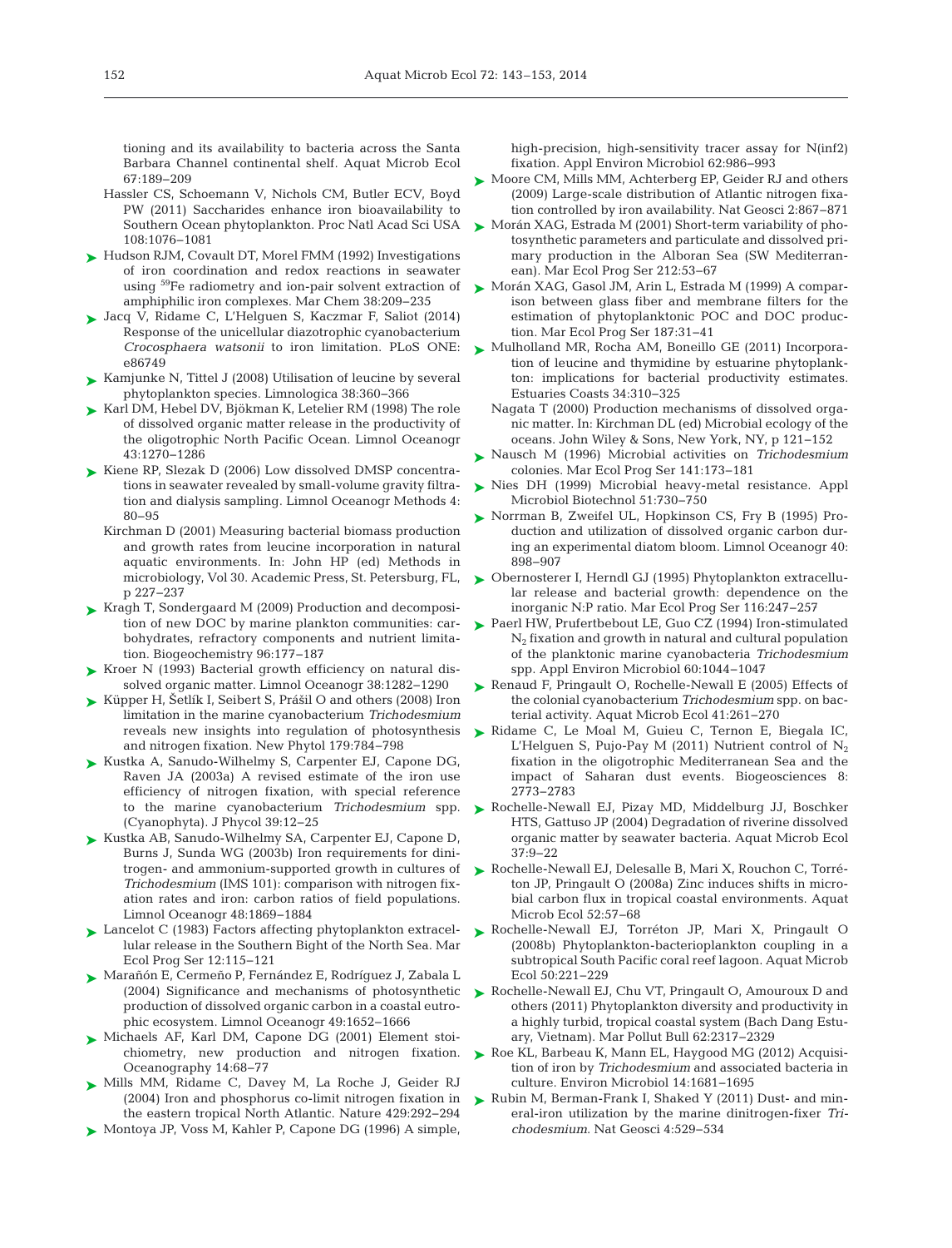tioning and its availability to bacteria across the Santa Barbara Channel continental shelf. Aquat Microb Ecol 67:189–209

Hassler CS, Schoemann V, Nichols CM, Butler ECV, Boyd PW (2011) Saccharides enhance iron bioavailability to Southern Ocean phytoplankton. Proc Natl Acad Sci USA 108:1076–1081

Hudson RJM, Covault DT, Morel FMM (1992) Investigations of iron coordination and redox reactions in seawater using $^{59}$Fe radiometry and ion-pair solvent extraction of amphiphilic iron complexes. Mar Chem 38:209–235

Jacq V, Ridame C, L'Helguen S, Kaczmar F, Saliot (2014) Response of the unicellular diazotrophic cyanobacterium *Crocosphaera watsonii* to iron limitation. PLoS ONE: e86749

Kamjunke N, Tittel J (2008) Utilisation of leucine by several phytoplankton species. Limnologica 38:360–366

Karl DM, Hebel DV, Björkman K, Letelier RM (1998) The role of dissolved organic matter release in the productivity of the oligotrophic North Pacific Ocean. Limnol Oceanogr 43:1270–1286

Kiene RP, Slezak D (2006) Low dissolved DMSP concentrations in seawater revealed by small-volume gravity filtration and dialysis sampling. Limnol Oceanogr Methods 4: 80–95

Kirchman D (2001) Measuring bacterial biomass production and growth rates from leucine incorporation in natural aquatic environments. In: John HP (ed) Methods in microbiology, Vol 30. Academic Press, St. Petersburg, FL, p 227–237

Kragh T, Sondergaard M (2009) Production and decomposition of new DOC by marine plankton communities: carbohydrates, refractory components and nutrient limitation. Biogeochemistry 96:177–187

Kroer N (1993) Bacterial growth efficiency on natural dissolved organic matter. Limnol Oceanogr 38:1282–1290

Küpper H, Šetlík I, Seibert S, Prášil O and others (2008) Iron limitation in the marine cyanobacterium *Trichodesmium* reveals new insights into regulation of photosynthesis and nitrogen fixation. New Phytol 179:784–798

Kustka A, Sanudo-Wilhelmy S, Carpenter EJ, Capone DG, Raven JA (2003a) A revised estimate of the iron use efficiency of nitrogen fixation, with special reference to the marine cyanobacterium *Trichodesmium* spp. (Cyanophyta). J Phycol 39:12–25

Kustka AB, Sanudo-Wilhelmy SA, Carpenter EJ, Capone D, Burns J, Sunda WG (2003b) Iron requirements for dinitrogen- and ammonium-supported growth in cultures of *Trichodesmium* (IMS 101): comparison with nitrogen fixation rates and iron: carbon ratios of field populations. Limnol Oceanogr 48:1869–1884

Lancelot C (1983) Factors affecting phytoplankton extracellular release in the Southern Bight of the North Sea. Mar Ecol Prog Ser 12:115–121

Marañón E, Cermeño P, Fernández E, Rodríguez J, Zabala L (2004) Significance and mechanisms of photosynthetic production of dissolved organic carbon in a coastal eutrophic ecosystem. Limnol Oceanogr 49:1652–1666

Michaels AF, Karl DM, Capone DG (2001) Element stoichiometry, new production and nitrogen fixation. Oceanography 14:68–77

Mills MM, Ridame C, Davey M, La Roche J, Geider RJ (2004) Iron and phosphorus co-limit nitrogen fixation in the eastern tropical North Atlantic. Nature 429:292–294

Montoya JP, Voss M, Kahler P, Capone DG (1996) A simple, high-precision, high-sensitivity tracer assay for N(inf2) fixation. Appl Environ Microbiol 62:986–993

Moore CM, Mills MM, Achterberg EP, Geider RJ and others (2009) Large-scale distribution of Atlantic nitrogen fixation controlled by iron availability. Nat Geosci 2:867–871

Morán XAG, Estrada M (2001) Short-term variability of photosynthetic parameters and particulate and dissolved primary production in the Alboran Sea (SW Mediterranean). Mar Ecol Prog Ser 212:53–67

Morán XAG, Gasol JM, Arin L, Estrada M (1999) A comparison between glass fiber and membrane filters for the estimation of phytoplanktonic POC and DOC production. Mar Ecol Prog Ser 187:31–41

Mulholland MR, Rocha AM, Boneillo GE (2011) Incorporation of leucine and thymidine by estuarine phytoplankton: implications for bacterial productivity estimates. Estuaries Coasts 34:310–325

Nagata T (2000) Production mechanisms of dissolved organic matter. In: Kirchman DL (ed) Microbial ecology of the oceans. John Wiley & Sons, New York, NY, p 121–152

Nausch M (1996) Microbial activities on *Trichodesmium* colonies. Mar Ecol Prog Ser 141:173–181

Nies DH (1999) Microbial heavy-metal resistance. Appl Microbiol Biotechnol 51:730–750

Norrman B, Zweifel UL, Hopkinson CS, Fry B (1995) Production and utilization of dissolved organic carbon during an experimental diatom bloom. Limnol Oceanogr 40: 898–907

Obernosterer I, Herndl GJ (1995) Phytoplankton extracellular release and bacterial growth: dependence on the inorganic N:P ratio. Mar Ecol Prog Ser 116:247–257

Paerl HW, Prufertbebout LE, Guo CZ (1994) Iron-stimulated $N_2$ fixation and growth in natural and cultural population of the planktonic marine cyanobacteria *Trichodesmium* spp. Appl Environ Microbiol 60:1044–1047

Renaud F, Pringault O, Rochelle-Newall E (2005) Effects of the colonial cyanobacterium *Trichodesmium* spp. on bacterial activity. Aquat Microb Ecol 41:261–270

Ridame C, Le Moal M, Guieu C, Ternon E, Biegala IC, L'Helguen S, Pujo-Pay M (2011) Nutrient control of $N_2$ fixation in the oligotrophic Mediterranean Sea and the impact of Saharan dust events. Biogeosciences 8: 2773–2783

Rochelle-Newall EJ, Pizay MD, Middelburg JJ, Boschker HTS, Gattuso JP (2004) Degradation of riverine dissolved organic matter by seawater bacteria. Aquat Microb Ecol 37:9–22

Rochelle-Newall EJ, Delesalle B, Mari X, Rouchon C, Torréton JP, Pringault O (2008a) Zinc induces shifts in microbial carbon flux in tropical coastal environments. Aquat Microb Ecol 52:57–68

Rochelle-Newall EJ, Torréton JP, Mari X, Pringault O (2008b) Phytoplankton-bacterioplankton coupling in a subtropical South Pacific coral reef lagoon. Aquat Microb Ecol 50:221–229

Rochelle-Newall EJ, Chu VT, Pringault O, Amouroux D and others (2011) Phytoplankton diversity and productivity in a highly turbid, tropical coastal system (Bach Dang Estuary, Vietnam). Mar Pollut Bull 62:2317–2329

Roe KL, Barbeau K, Mann EL, Haygood MG (2012) Acquisition of iron by *Trichodesmium* and associated bacteria in culture. Environ Microbiol 14:1681–1695

Rubin M, Berman-Frank I, Shaked Y (2011) Dust- and mineral-iron utilization by the marine dinitrogen-fixer *Trichodesmium*. Nat Geosci 4:529–534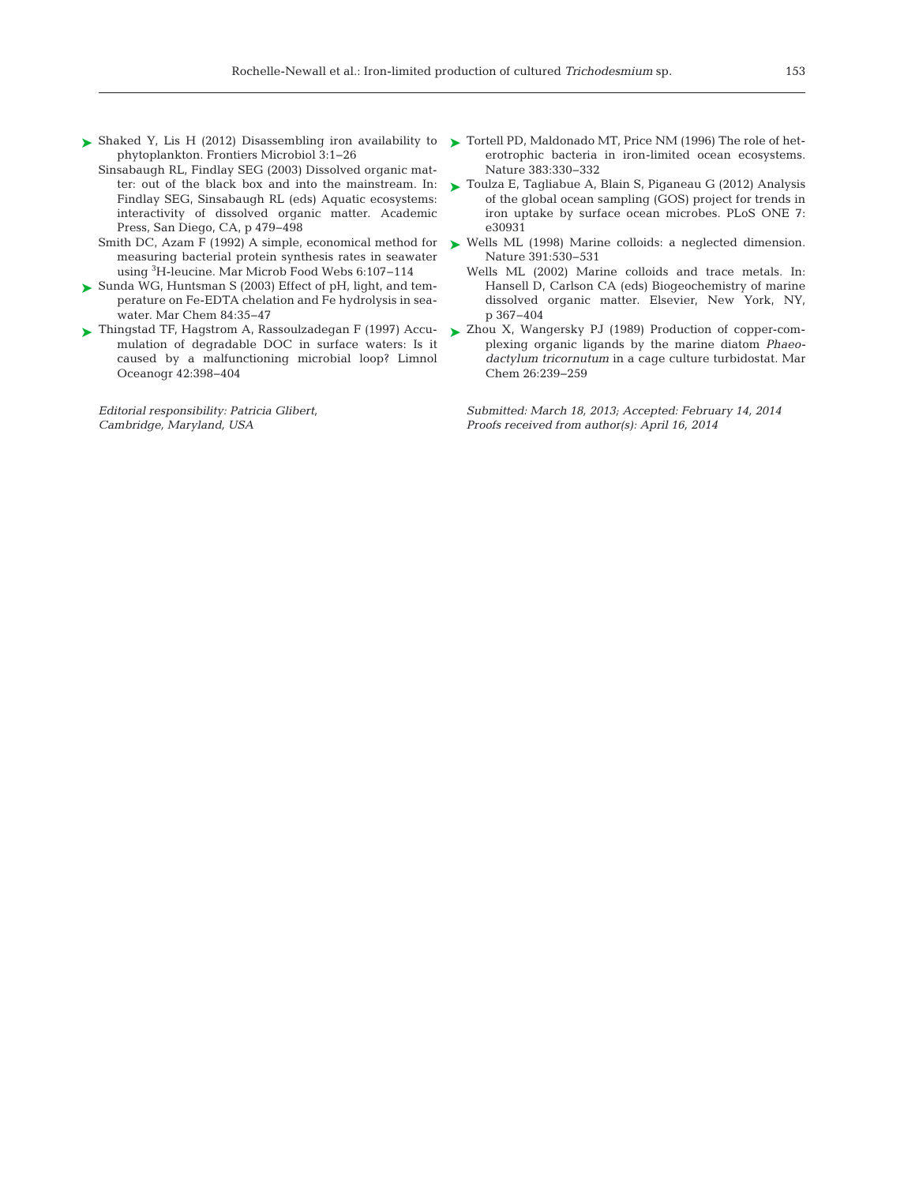Shaked Y, Lis H (2012) Disassembling iron availability to phytoplankton. Frontiers Microbiol 3:1–26

Sinsabaugh RL, Findlay SEG (2003) Dissolved organic matter: out of the black box and into the mainstream. In: Findlay SEG, Sinsabaugh RL (eds) Aquatic ecosystems: interactivity of dissolved organic matter. Academic Press, San Diego, CA, p 479–498

Smith DC, Azam F (1992) A simple, economical method for measuring bacterial protein synthesis rates in seawater using $^3$H-leucine. Mar Microb Food Webs 6:107–114

Sunda WG, Huntsman S (2003) Effect of pH, light, and temperature on Fe-EDTA chelation and Fe hydrolysis in seawater. Mar Chem 84:35–47

Thingstad TF, Hagstrom A, Rassoulzadegan F (1997) Accumulation of degradable DOC in surface waters: Is it caused by a malfunctioning microbial loop? Limnol Oceanogr 42:398–404

Tortell PD, Maldonado MT, Price NM (1996) The role of heterotrophic bacteria in iron-limited ocean ecosystems. Nature 383:330–332

Toulza E, Tagliabue A, Blain S, Piganeau G (2012) Analysis of the global ocean sampling (GOS) project for trends in iron uptake by surface ocean microbes. PLoS ONE 7: e30931

Wells ML (1998) Marine colloids: a neglected dimension. Nature 391:530–531

Wells ML (2002) Marine colloids and trace metals. In: Hansell D, Carlson CA (eds) Biogeochemistry of marine dissolved organic matter. Elsevier, New York, NY, p 367–404

Zhou X, Wangersky PJ (1989) Production of copper-complexing organic ligands by the marine diatom *Phaeodactylum tricornutum* in a cage culture turbidostat. Mar Chem 26:239–259

*Editorial responsibility: Patricia Glibert, Cambridge, Maryland, USA*

*Submitted: March 18, 2013; Accepted: February 14, 2014*
*Proofs received from author(s): April 16, 2014*